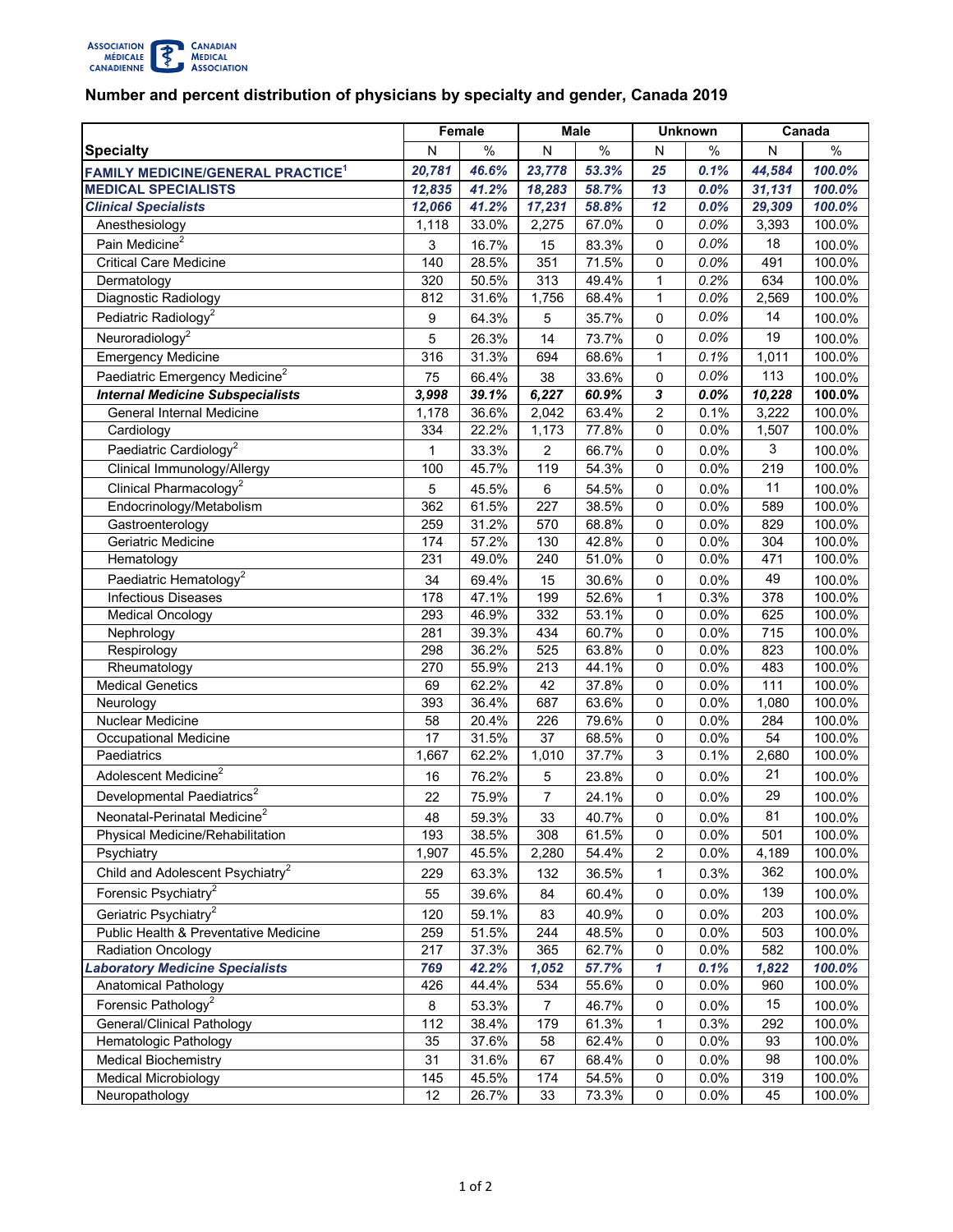# Number and percent distribution of physicians by specialty and gender, Canada 2019

| Specialty | Female | | Male | | Unknown | | Canada | |
|---|---|---|---|---|---|---|---|---|
| | N | % | N | % | N | % | N | % |
| **FAMILY MEDICINE/GENERAL PRACTICE[1]** | ***20,781*** | ***46.6%*** | ***23,778*** | ***53.3%*** | ***25*** | ***0.1%*** | ***44,584*** | ***100.0%*** |
| **MEDICAL SPECIALISTS** | ***12,835*** | ***41.2%*** | ***18,283*** | ***58.7%*** | ***13*** | ***0.0%*** | ***31,131*** | ***100.0%*** |
| ***Clinical Specialists*** | ***12,066*** | ***41.2%*** | ***17,231*** | ***58.8%*** | ***12*** | ***0.0%*** | ***29,309*** | ***100.0%*** |
| Anesthesiology | 1,118 | 33.0% | 2,275 | 67.0% | 0 | 0.0% | 3,393 | 100.0% |
| Pain Medicine[2] | 3 | 16.7% | 15 | 83.3% | 0 | 0.0% | 18 | 100.0% |
| Critical Care Medicine | 140 | 28.5% | 351 | 71.5% | 0 | 0.0% | 491 | 100.0% |
| Dermatology | 320 | 50.5% | 313 | 49.4% | 1 | 0.2% | 634 | 100.0% |
| Diagnostic Radiology | 812 | 31.6% | 1,756 | 68.4% | 1 | 0.0% | 2,569 | 100.0% |
| Pediatric Radiology[2] | 9 | 64.3% | 5 | 35.7% | 0 | 0.0% | 14 | 100.0% |
| Neuroradiology[2] | 5 | 26.3% | 14 | 73.7% | 0 | 0.0% | 19 | 100.0% |
| Emergency Medicine | 316 | 31.3% | 694 | 68.6% | 1 | 0.1% | 1,011 | 100.0% |
| Paediatric Emergency Medicine[2] | 75 | 66.4% | 38 | 33.6% | 0 | 0.0% | 113 | 100.0% |
| ***Internal Medicine Subspecialists*** | ***3,998*** | ***39.1%*** | ***6,227*** | ***60.9%*** | ***3*** | ***0.0%*** | ***10,228*** | ***100.0%*** |
| General Internal Medicine | 1,178 | 36.6% | 2,042 | 63.4% | 2 | 0.1% | 3,222 | 100.0% |
| Cardiology | 334 | 22.2% | 1,173 | 77.8% | 0 | 0.0% | 1,507 | 100.0% |
| Paediatric Cardiology[2] | 1 | 33.3% | 2 | 66.7% | 0 | 0.0% | 3 | 100.0% |
| Clinical Immunology/Allergy | 100 | 45.7% | 119 | 54.3% | 0 | 0.0% | 219 | 100.0% |
| Clinical Pharmacology[2] | 5 | 45.5% | 6 | 54.5% | 0 | 0.0% | 11 | 100.0% |
| Endocrinology/Metabolism | 362 | 61.5% | 227 | 38.5% | 0 | 0.0% | 589 | 100.0% |
| Gastroenterology | 259 | 31.2% | 570 | 68.8% | 0 | 0.0% | 829 | 100.0% |
| Geriatric Medicine | 174 | 57.2% | 130 | 42.8% | 0 | 0.0% | 304 | 100.0% |
| Hematology | 231 | 49.0% | 240 | 51.0% | 0 | 0.0% | 471 | 100.0% |
| Paediatric Hematology[2] | 34 | 69.4% | 15 | 30.6% | 0 | 0.0% | 49 | 100.0% |
| Infectious Diseases | 178 | 47.1% | 199 | 52.6% | 1 | 0.3% | 378 | 100.0% |
| Medical Oncology | 293 | 46.9% | 332 | 53.1% | 0 | 0.0% | 625 | 100.0% |
| Nephrology | 281 | 39.3% | 434 | 60.7% | 0 | 0.0% | 715 | 100.0% |
| Respirology | 298 | 36.2% | 525 | 63.8% | 0 | 0.0% | 823 | 100.0% |
| Rheumatology | 270 | 55.9% | 213 | 44.1% | 0 | 0.0% | 483 | 100.0% |
| Medical Genetics | 69 | 62.2% | 42 | 37.8% | 0 | 0.0% | 111 | 100.0% |
| Neurology | 393 | 36.4% | 687 | 63.6% | 0 | 0.0% | 1,080 | 100.0% |
| Nuclear Medicine | 58 | 20.4% | 226 | 79.6% | 0 | 0.0% | 284 | 100.0% |
| Occupational Medicine | 17 | 31.5% | 37 | 68.5% | 0 | 0.0% | 54 | 100.0% |
| Paediatrics | 1,667 | 62.2% | 1,010 | 37.7% | 3 | 0.1% | 2,680 | 100.0% |
| Adolescent Medicine[2] | 16 | 76.2% | 5 | 23.8% | 0 | 0.0% | 21 | 100.0% |
| Developmental Paediatrics[2] | 22 | 75.9% | 7 | 24.1% | 0 | 0.0% | 29 | 100.0% |
| Neonatal-Perinatal Medicine[2] | 48 | 59.3% | 33 | 40.7% | 0 | 0.0% | 81 | 100.0% |
| Physical Medicine/Rehabilitation | 193 | 38.5% | 308 | 61.5% | 0 | 0.0% | 501 | 100.0% |
| Psychiatry | 1,907 | 45.5% | 2,280 | 54.4% | 2 | 0.0% | 4,189 | 100.0% |
| Child and Adolescent Psychiatry[2] | 229 | 63.3% | 132 | 36.5% | 1 | 0.3% | 362 | 100.0% |
| Forensic Psychiatry[2] | 55 | 39.6% | 84 | 60.4% | 0 | 0.0% | 139 | 100.0% |
| Geriatric Psychiatry[2] | 120 | 59.1% | 83 | 40.9% | 0 | 0.0% | 203 | 100.0% |
| Public Health & Preventative Medicine | 259 | 51.5% | 244 | 48.5% | 0 | 0.0% | 503 | 100.0% |
| Radiation Oncology | 217 | 37.3% | 365 | 62.7% | 0 | 0.0% | 582 | 100.0% |
| ***Laboratory Medicine Specialists*** | ***769*** | ***42.2%*** | ***1,052*** | ***57.7%*** | ***1*** | ***0.1%*** | ***1,822*** | ***100.0%*** |
| Anatomical Pathology | 426 | 44.4% | 534 | 55.6% | 0 | 0.0% | 960 | 100.0% |
| Forensic Pathology[2] | 8 | 53.3% | 7 | 46.7% | 0 | 0.0% | 15 | 100.0% |
| General/Clinical Pathology | 112 | 38.4% | 179 | 61.3% | 1 | 0.3% | 292 | 100.0% |
| Hematologic Pathology | 35 | 37.6% | 58 | 62.4% | 0 | 0.0% | 93 | 100.0% |
| Medical Biochemistry | 31 | 31.6% | 67 | 68.4% | 0 | 0.0% | 98 | 100.0% |
| Medical Microbiology | 145 | 45.5% | 174 | 54.5% | 0 | 0.0% | 319 | 100.0% |
| Neuropathology | 12 | 26.7% | 33 | 73.3% | 0 | 0.0% | 45 | 100.0% |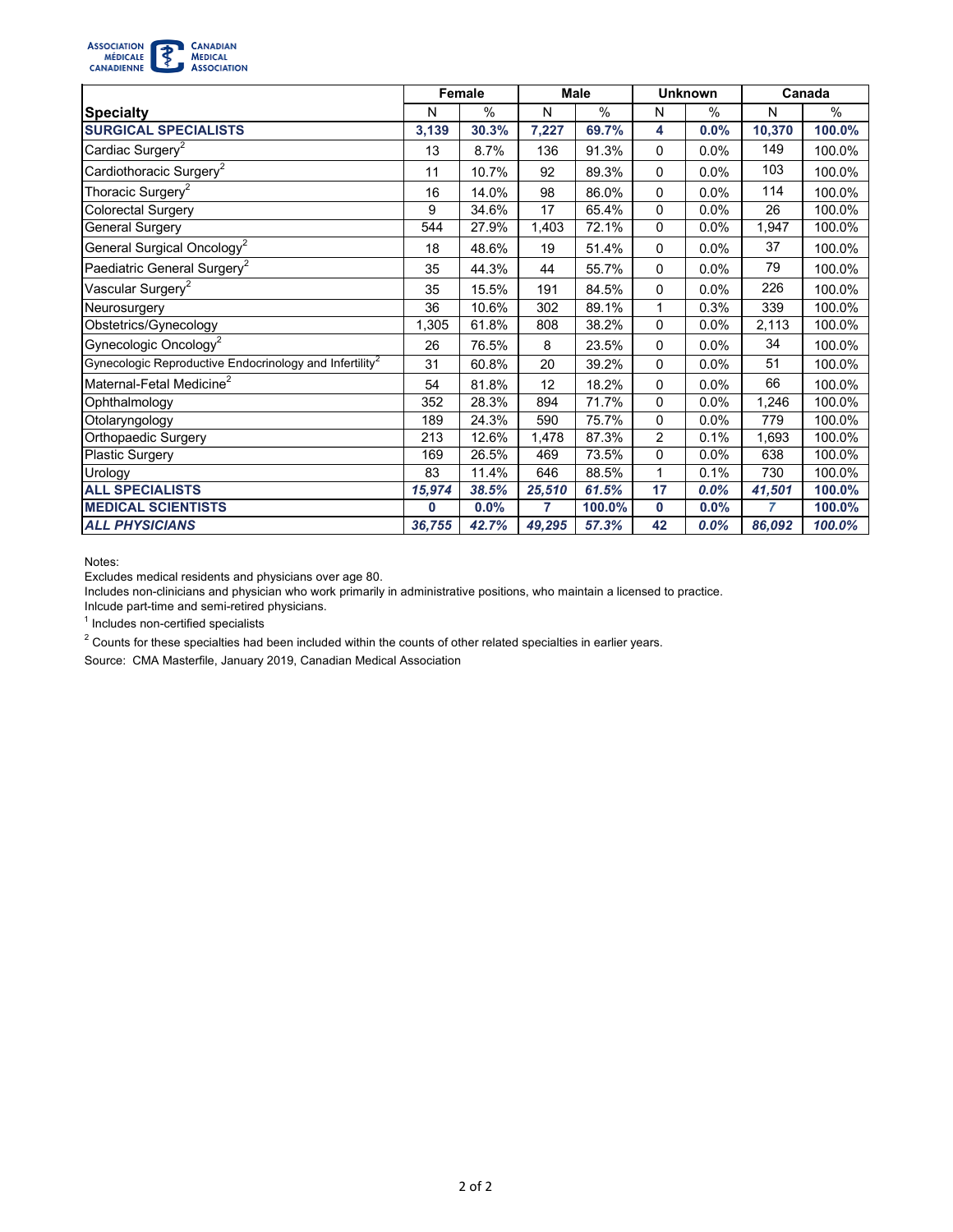| | Female | | Male | | Unknown | | Canada | |
|---|---|---|---|---|---|---|---|---|
| **Specialty** | N | % | N | % | N | % | N | % |
| **SURGICAL SPECIALISTS** | **3,139** | **30.3%** | **7,227** | **69.7%** | **4** | **0.0%** | **10,370** | **100.0%** |
| Cardiac Surgery[2] | 13 | 8.7% | 136 | 91.3% | 0 | 0.0% | 149 | 100.0% |
| Cardiothoracic Surgery[2] | 11 | 10.7% | 92 | 89.3% | 0 | 0.0% | 103 | 100.0% |
| Thoracic Surgery[2] | 16 | 14.0% | 98 | 86.0% | 0 | 0.0% | 114 | 100.0% |
| Colorectal Surgery | 9 | 34.6% | 17 | 65.4% | 0 | 0.0% | 26 | 100.0% |
| General Surgery | 544 | 27.9% | 1,403 | 72.1% | 0 | 0.0% | 1,947 | 100.0% |
| General Surgical Oncology[2] | 18 | 48.6% | 19 | 51.4% | 0 | 0.0% | 37 | 100.0% |
| Paediatric General Surgery[2] | 35 | 44.3% | 44 | 55.7% | 0 | 0.0% | 79 | 100.0% |
| Vascular Surgery[2] | 35 | 15.5% | 191 | 84.5% | 0 | 0.0% | 226 | 100.0% |
| Neurosurgery | 36 | 10.6% | 302 | 89.1% | 1 | 0.3% | 339 | 100.0% |
| Obstetrics/Gynecology | 1,305 | 61.8% | 808 | 38.2% | 0 | 0.0% | 2,113 | 100.0% |
| Gynecologic Oncology[2] | 26 | 76.5% | 8 | 23.5% | 0 | 0.0% | 34 | 100.0% |
| Gynecologic Reproductive Endocrinology and Infertility[2] | 31 | 60.8% | 20 | 39.2% | 0 | 0.0% | 51 | 100.0% |
| Maternal-Fetal Medicine[2] | 54 | 81.8% | 12 | 18.2% | 0 | 0.0% | 66 | 100.0% |
| Ophthalmology | 352 | 28.3% | 894 | 71.7% | 0 | 0.0% | 1,246 | 100.0% |
| Otolaryngology | 189 | 24.3% | 590 | 75.7% | 0 | 0.0% | 779 | 100.0% |
| Orthopaedic Surgery | 213 | 12.6% | 1,478 | 87.3% | 2 | 0.1% | 1,693 | 100.0% |
| Plastic Surgery | 169 | 26.5% | 469 | 73.5% | 0 | 0.0% | 638 | 100.0% |
| Urology | 83 | 11.4% | 646 | 88.5% | 1 | 0.1% | 730 | 100.0% |
| **ALL SPECIALISTS** | ***15,974*** | ***38.5%*** | ***25,510*** | ***61.5%*** | **17** | ***0.0%*** | ***41,501*** | **100.0%** |
| **MEDICAL SCIENTISTS** | **0** | **0.0%** | **7** | **100.0%** | **0** | **0.0%** | ***7*** | **100.0%** |
| ***ALL PHYSICIANS*** | ***36,755*** | ***42.7%*** | ***49,295*** | ***57.3%*** | **42** | ***0.0%*** | ***86,092*** | ***100.0%*** |

Notes:

Excludes medical residents and physicians over age 80.

Includes non-clinicians and physician who work primarily in administrative positions, who maintain a licensed to practice.

Inlcude part-time and semi-retired physicians.

[1] Includes non-certified specialists

[2] Counts for these specialties had been included within the counts of other related specialties in earlier years.

Source: CMA Masterfile, January 2019, Canadian Medical Association